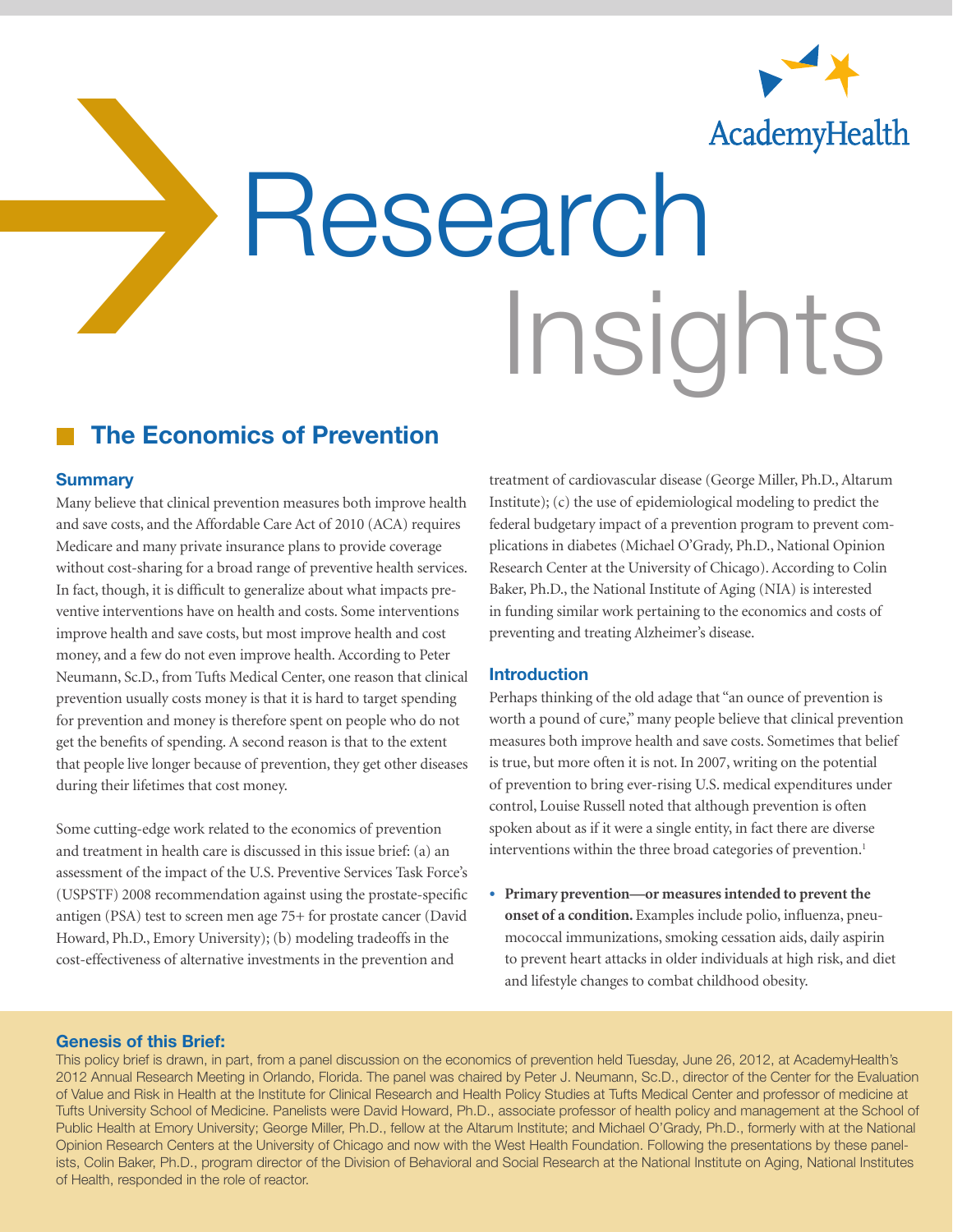AcademyHealth

# Research Insights

## The Economics of Prevention

### Summary

Many believe that clinical prevention measures both improve health and save costs, and the Affordable Care Act of 2010 (ACA) requires Medicare and many private insurance plans to provide coverage without cost-sharing for a broad range of preventive health services. In fact, though, it is difficult to generalize about what impacts preventive interventions have on health and costs. Some interventions improve health and save costs, but most improve health and cost money, and a few do not even improve health. According to Peter Neumann, Sc.D., from Tufts Medical Center, one reason that clinical prevention usually costs money is that it is hard to target spending for prevention and money is therefore spent on people who do not get the benefits of spending. A second reason is that to the extent that people live longer because of prevention, they get other diseases during their lifetimes that cost money.

Some cutting-edge work related to the economics of prevention and treatment in health care is discussed in this issue brief: (a) an assessment of the impact of the U.S. Preventive Services Task Force's (USPSTF) 2008 recommendation against using the prostate-specific antigen (PSA) test to screen men age 75+ for prostate cancer (David Howard, Ph.D., Emory University); (b) modeling tradeoffs in the cost-effectiveness of alternative investments in the prevention and treatment of cardiovascular disease (George Miller, Ph.D., Altarum Institute); (c) the use of epidemiological modeling to predict the federal budgetary impact of a prevention program to prevent complications in diabetes (Michael O'Grady, Ph.D., National Opinion Research Center at the University of Chicago). According to Colin Baker, Ph.D., the National Institute of Aging (NIA) is interested in funding similar work pertaining to the economics and costs of preventing and treating Alzheimer's disease.

### Introduction

Perhaps thinking of the old adage that "an ounce of prevention is worth a pound of cure," many people believe that clinical prevention measures both improve health and save costs. Sometimes that belief is true, but more often it is not. In 2007, writing on the potential of prevention to bring ever-rising U.S. medical expenditures under control, Louise Russell noted that although prevention is often spoken about as if it were a single entity, in fact there are diverse interventions within the three broad categories of prevention.[1]

- **Primary prevention—or measures intended to prevent the onset of a condition.** Examples include polio, influenza, pneumococcal immunizations, smoking cessation aids, daily aspirin to prevent heart attacks in older individuals at high risk, and diet and lifestyle changes to combat childhood obesity.

### Genesis of this Brief:

This policy brief is drawn, in part, from a panel discussion on the economics of prevention held Tuesday, June 26, 2012, at AcademyHealth's 2012 Annual Research Meeting in Orlando, Florida. The panel was chaired by Peter J. Neumann, Sc.D., director of the Center for the Evaluation of Value and Risk in Health at the Institute for Clinical Research and Health Policy Studies at Tufts Medical Center and professor of medicine at Tufts University School of Medicine. Panelists were David Howard, Ph.D., associate professor of health policy and management at the School of Public Health at Emory University; George Miller, Ph.D., fellow at the Altarum Institute; and Michael O'Grady, Ph.D., formerly with at the National Opinion Research Centers at the University of Chicago and now with the West Health Foundation. Following the presentations by these panelists, Colin Baker, Ph.D., program director of the Division of Behavioral and Social Research at the National Institute on Aging, National Institutes of Health, responded in the role of reactor.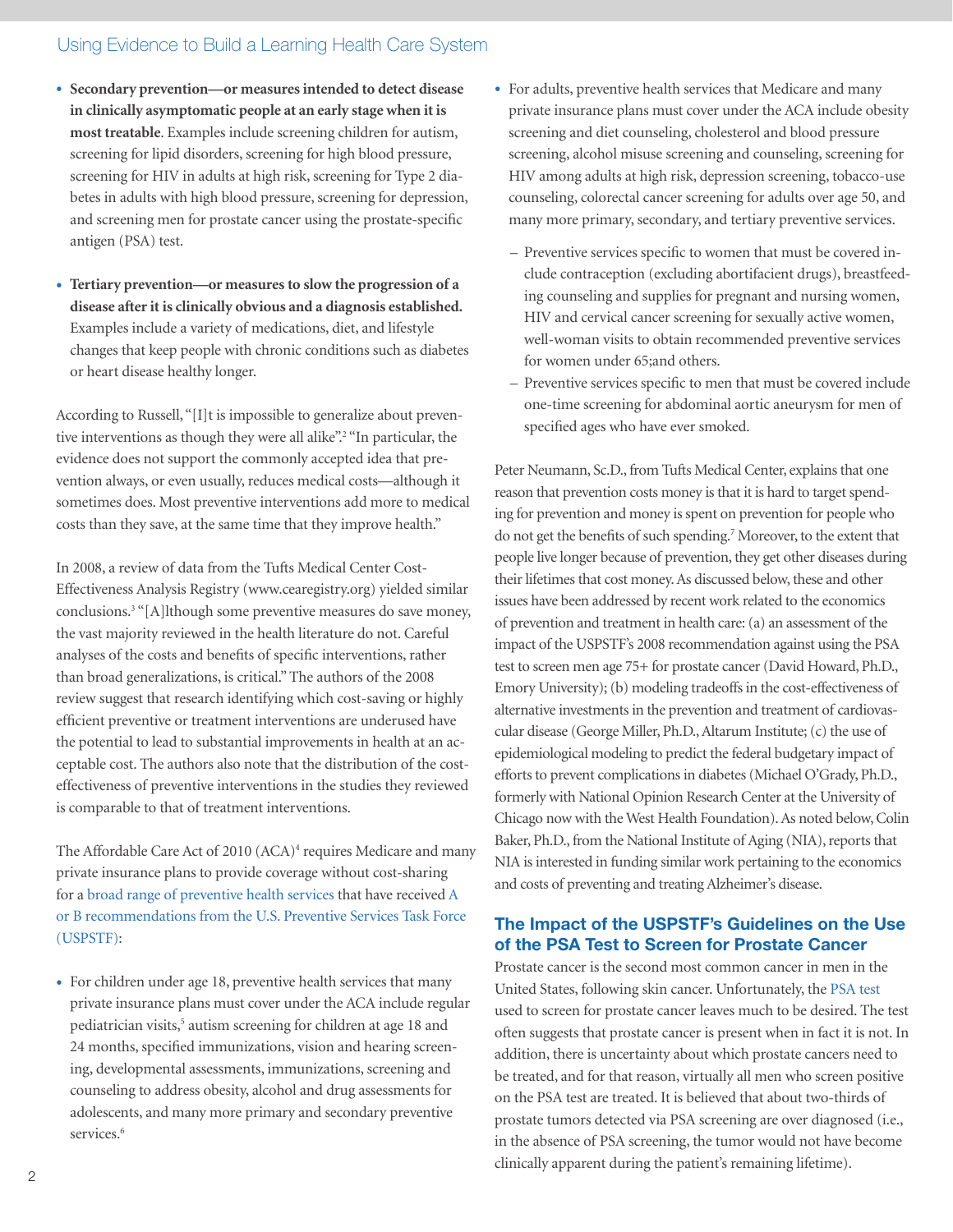- **Secondary prevention—or measures intended to detect disease in clinically asymptomatic people at an early stage when it is most treatable**. Examples include screening children for autism, screening for lipid disorders, screening for high blood pressure, screening for HIV in adults at high risk, screening for Type 2 diabetes in adults with high blood pressure, screening for depression, and screening men for prostate cancer using the prostate-specific antigen (PSA) test.

- **Tertiary prevention—or measures to slow the progression of a disease after it is clinically obvious and a diagnosis established.** Examples include a variety of medications, diet, and lifestyle changes that keep people with chronic conditions such as diabetes or heart disease healthy longer.

According to Russell, "[I]t is impossible to generalize about preventive interventions as though they were all alike".[2] "In particular, the evidence does not support the commonly accepted idea that prevention always, or even usually, reduces medical costs—although it sometimes does. Most preventive interventions add more to medical costs than they save, at the same time that they improve health."

In 2008, a review of data from the Tufts Medical Center Cost-Effectiveness Analysis Registry (www.cearegistry.org) yielded similar conclusions.[3] "[A]lthough some preventive measures do save money, the vast majority reviewed in the health literature do not. Careful analyses of the costs and benefits of specific interventions, rather than broad generalizations, is critical." The authors of the 2008 review suggest that research identifying which cost-saving or highly efficient preventive or treatment interventions are underused have the potential to lead to substantial improvements in health at an acceptable cost. The authors also note that the distribution of the cost-effectiveness of preventive interventions in the studies they reviewed is comparable to that of treatment interventions.

The Affordable Care Act of 2010 (ACA)[4] requires Medicare and many private insurance plans to provide coverage without cost-sharing for a broad range of preventive health services that have received A or B recommendations from the U.S. Preventive Services Task Force (USPSTF):

- For children under age 18, preventive health services that many private insurance plans must cover under the ACA include regular pediatrician visits,[5] autism screening for children at age 18 and 24 months, specified immunizations, vision and hearing screening, developmental assessments, immunizations, screening and counseling to address obesity, alcohol and drug assessments for adolescents, and many more primary and secondary preventive services.[6]

- For adults, preventive health services that Medicare and many private insurance plans must cover under the ACA include obesity screening and diet counseling, cholesterol and blood pressure screening, alcohol misuse screening and counseling, screening for HIV among adults at high risk, depression screening, tobacco-use counseling, colorectal cancer screening for adults over age 50, and many more primary, secondary, and tertiary preventive services.
  - Preventive services specific to women that must be covered include contraception (excluding abortifacient drugs), breastfeeding counseling and supplies for pregnant and nursing women, HIV and cervical cancer screening for sexually active women, well-woman visits to obtain recommended preventive services for women under 65;and others.
  - Preventive services specific to men that must be covered include one-time screening for abdominal aortic aneurysm for men of specified ages who have ever smoked.

Peter Neumann, Sc.D., from Tufts Medical Center, explains that one reason that prevention costs money is that it is hard to target spending for prevention and money is spent on prevention for people who do not get the benefits of such spending.[7] Moreover, to the extent that people live longer because of prevention, they get other diseases during their lifetimes that cost money. As discussed below, these and other issues have been addressed by recent work related to the economics of prevention and treatment in health care: (a) an assessment of the impact of the USPSTF's 2008 recommendation against using the PSA test to screen men age 75+ for prostate cancer (David Howard, Ph.D., Emory University); (b) modeling tradeoffs in the cost-effectiveness of alternative investments in the prevention and treatment of cardiovascular disease (George Miller, Ph.D., Altarum Institute; (c) the use of epidemiological modeling to predict the federal budgetary impact of efforts to prevent complications in diabetes (Michael O'Grady, Ph.D., formerly with National Opinion Research Center at the University of Chicago now with the West Health Foundation). As noted below, Colin Baker, Ph.D., from the National Institute of Aging (NIA), reports that NIA is interested in funding similar work pertaining to the economics and costs of preventing and treating Alzheimer's disease.

## The Impact of the USPSTF's Guidelines on the Use of the PSA Test to Screen for Prostate Cancer

Prostate cancer is the second most common cancer in men in the United States, following skin cancer. Unfortunately, the PSA test used to screen for prostate cancer leaves much to be desired. The test often suggests that prostate cancer is present when in fact it is not. In addition, there is uncertainty about which prostate cancers need to be treated, and for that reason, virtually all men who screen positive on the PSA test are treated. It is believed that about two-thirds of prostate tumors detected via PSA screening are over diagnosed (i.e., in the absence of PSA screening, the tumor would not have become clinically apparent during the patient's remaining lifetime).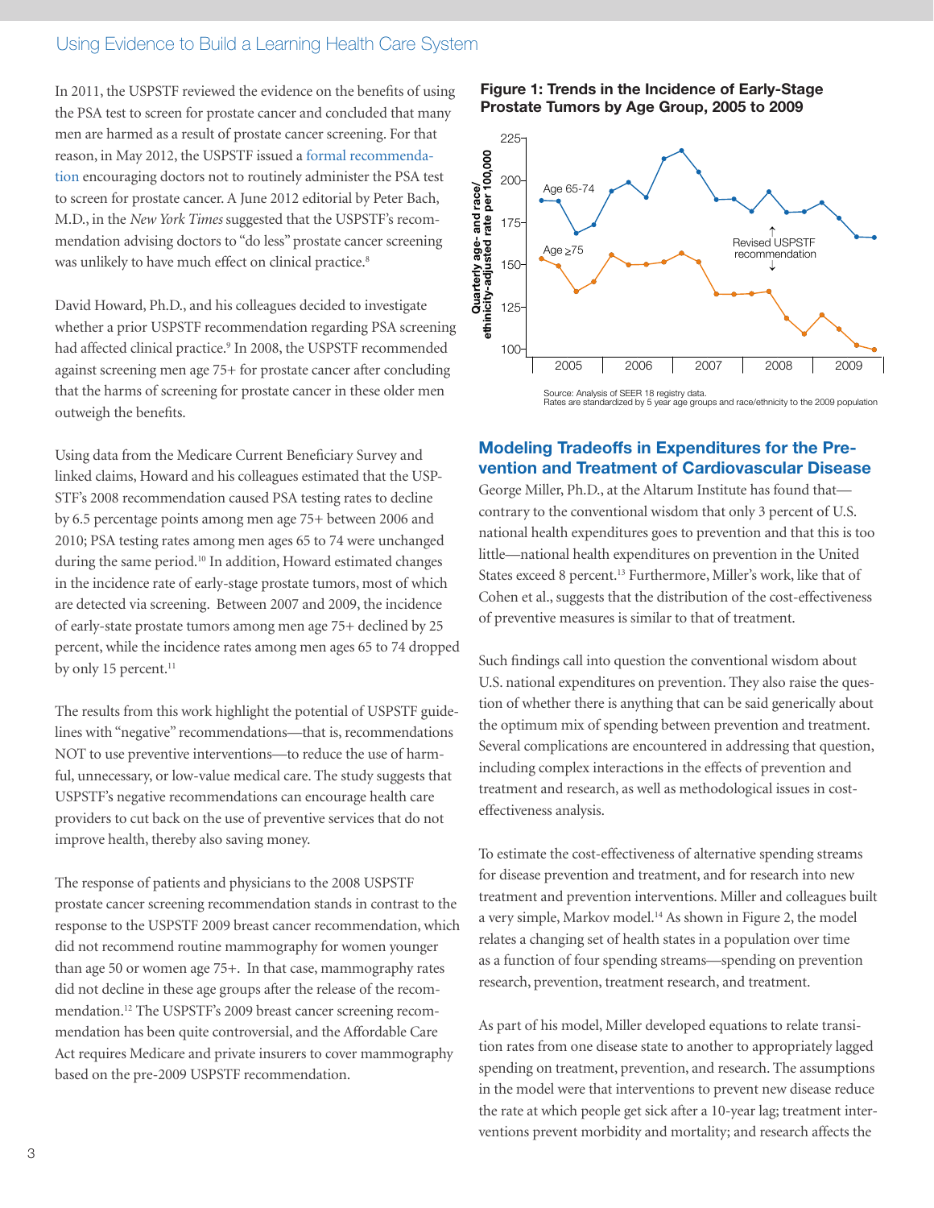In 2011, the USPSTF reviewed the evidence on the benefits of using the PSA test to screen for prostate cancer and concluded that many men are harmed as a result of prostate cancer screening. For that reason, in May 2012, the USPSTF issued a formal recommendation encouraging doctors not to routinely administer the PSA test to screen for prostate cancer. A June 2012 editorial by Peter Bach, M.D., in the *New York Times* suggested that the USPSTF's recommendation advising doctors to "do less" prostate cancer screening was unlikely to have much effect on clinical practice.[8]

David Howard, Ph.D., and his colleagues decided to investigate whether a prior USPSTF recommendation regarding PSA screening had affected clinical practice.[9] In 2008, the USPSTF recommended against screening men age 75+ for prostate cancer after concluding that the harms of screening for prostate cancer in these older men outweigh the benefits.

Using data from the Medicare Current Beneficiary Survey and linked claims, Howard and his colleagues estimated that the USPSTF's 2008 recommendation caused PSA testing rates to decline by 6.5 percentage points among men age 75+ between 2006 and 2010; PSA testing rates among men ages 65 to 74 were unchanged during the same period.[10] In addition, Howard estimated changes in the incidence rate of early-stage prostate tumors, most of which are detected via screening. Between 2007 and 2009, the incidence of early-state prostate tumors among men age 75+ declined by 25 percent, while the incidence rates among men ages 65 to 74 dropped by only 15 percent.[11]

The results from this work highlight the potential of USPSTF guidelines with "negative" recommendations—that is, recommendations NOT to use preventive interventions—to reduce the use of harmful, unnecessary, or low-value medical care. The study suggests that USPSTF's negative recommendations can encourage health care providers to cut back on the use of preventive services that do not improve health, thereby also saving money.

The response of patients and physicians to the 2008 USPSTF prostate cancer screening recommendation stands in contrast to the response to the USPSTF 2009 breast cancer recommendation, which did not recommend routine mammography for women younger than age 50 or women age 75+. In that case, mammography rates did not decline in these age groups after the release of the recommendation.[12] The USPSTF's 2009 breast cancer screening recommendation has been quite controversial, and the Affordable Care Act requires Medicare and private insurers to cover mammography based on the pre-2009 USPSTF recommendation.

**Figure 1: Trends in the Incidence of Early-Stage Prostate Tumors by Age Group, 2005 to 2009**

Source: Analysis of SEER 18 registry data.
Rates are standardized by 5 year age groups and race/ethnicity to the 2009 population

## Modeling Tradeoffs in Expenditures for the Prevention and Treatment of Cardiovascular Disease

George Miller, Ph.D., at the Altarum Institute has found that—contrary to the conventional wisdom that only 3 percent of U.S. national health expenditures goes to prevention and that this is too little—national health expenditures on prevention in the United States exceed 8 percent.[13] Furthermore, Miller's work, like that of Cohen et al., suggests that the distribution of the cost-effectiveness of preventive measures is similar to that of treatment.

Such findings call into question the conventional wisdom about U.S. national expenditures on prevention. They also raise the question of whether there is anything that can be said generically about the optimum mix of spending between prevention and treatment. Several complications are encountered in addressing that question, including complex interactions in the effects of prevention and treatment and research, as well as methodological issues in cost-effectiveness analysis.

To estimate the cost-effectiveness of alternative spending streams for disease prevention and treatment, and for research into new treatment and prevention interventions. Miller and colleagues built a very simple, Markov model.[14] As shown in Figure 2, the model relates a changing set of health states in a population over time as a function of four spending streams—spending on prevention research, prevention, treatment research, and treatment.

As part of his model, Miller developed equations to relate transition rates from one disease state to another to appropriately lagged spending on treatment, prevention, and research. The assumptions in the model were that interventions to prevent new disease reduce the rate at which people get sick after a 10-year lag; treatment interventions prevent morbidity and mortality; and research affects the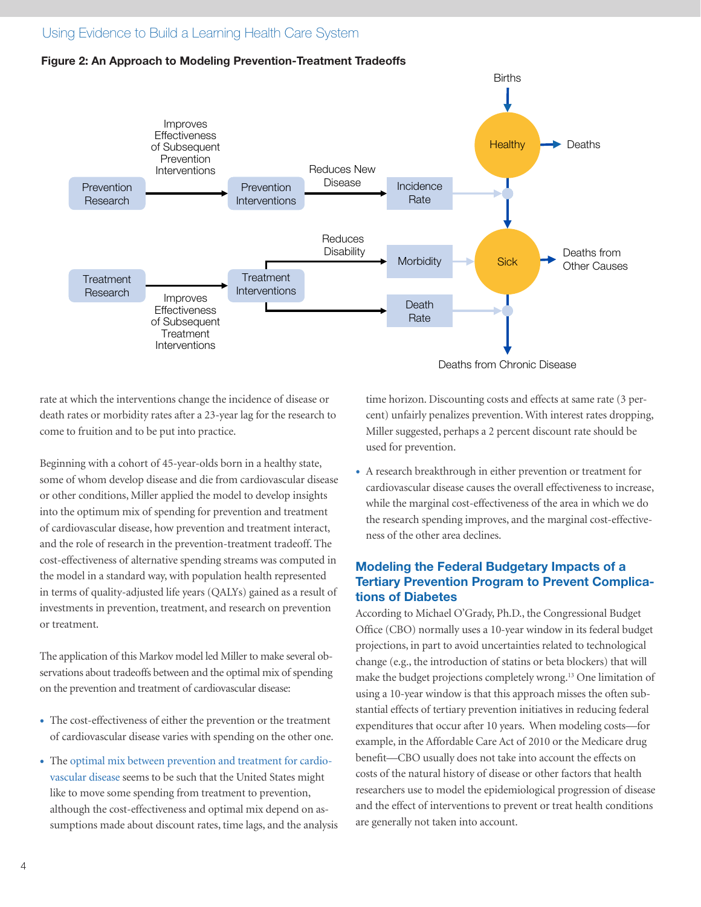**Figure 2: An Approach to Modeling Prevention-Treatment Tradeoffs**

rate at which the interventions change the incidence of disease or death rates or morbidity rates after a 23-year lag for the research to come to fruition and to be put into practice.

Beginning with a cohort of 45-year-olds born in a healthy state, some of whom develop disease and die from cardiovascular disease or other conditions, Miller applied the model to develop insights into the optimum mix of spending for prevention and treatment of cardiovascular disease, how prevention and treatment interact, and the role of research in the prevention-treatment tradeoff. The cost-effectiveness of alternative spending streams was computed in the model in a standard way, with population health represented in terms of quality-adjusted life years (QALYs) gained as a result of investments in prevention, treatment, and research on prevention or treatment.

The application of this Markov model led Miller to make several observations about tradeoffs between and the optimal mix of spending on the prevention and treatment of cardiovascular disease:

- The cost-effectiveness of either the prevention or the treatment of cardiovascular disease varies with spending on the other one.
- The optimal mix between prevention and treatment for cardiovascular disease seems to be such that the United States might like to move some spending from treatment to prevention, although the cost-effectiveness and optimal mix depend on assumptions made about discount rates, time lags, and the analysis time horizon. Discounting costs and effects at same rate (3 percent) unfairly penalizes prevention. With interest rates dropping, Miller suggested, perhaps a 2 percent discount rate should be used for prevention.
- A research breakthrough in either prevention or treatment for cardiovascular disease causes the overall effectiveness to increase, while the marginal cost-effectiveness of the area in which we do the research spending improves, and the marginal cost-effectiveness of the other area declines.

## Modeling the Federal Budgetary Impacts of a Tertiary Prevention Program to Prevent Complications of Diabetes

According to Michael O'Grady, Ph.D., the Congressional Budget Office (CBO) normally uses a 10-year window in its federal budget projections, in part to avoid uncertainties related to technological change (e.g., the introduction of statins or beta blockers) that will make the budget projections completely wrong.[13] One limitation of using a 10-year window is that this approach misses the often substantial effects of tertiary prevention initiatives in reducing federal expenditures that occur after 10 years. When modeling costs—for example, in the Affordable Care Act of 2010 or the Medicare drug benefit—CBO usually does not take into account the effects on costs of the natural history of disease or other factors that health researchers use to model the epidemiological progression of disease and the effect of interventions to prevent or treat health conditions are generally not taken into account.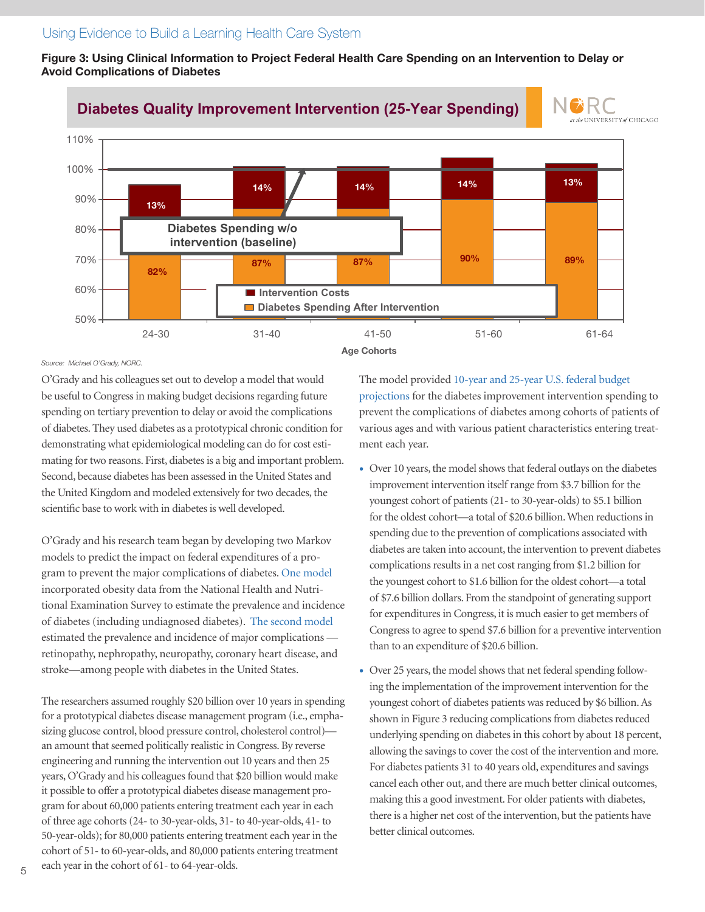**Figure 3: Using Clinical Information to Project Federal Health Care Spending on an Intervention to Delay or Avoid Complications of Diabetes**

**Diabetes Quality Improvement Intervention (25-Year Spending)**

| Age Cohorts | Diabetes Spending After Intervention | Intervention Costs |
|---|---|---|
| 24-30 | 82% | 13% |
| 31-40 | 87% | 14% |
| 41-50 | 87% | 14% |
| 51-60 | 90% | 14% |
| 61-64 | 89% | 13% |

Diabetes Spending w/o intervention (baseline) = 100%

*Source: Michael O'Grady, NORC.*

O'Grady and his colleagues set out to develop a model that would be useful to Congress in making budget decisions regarding future spending on tertiary prevention to delay or avoid the complications of diabetes. They used diabetes as a prototypical chronic condition for demonstrating what epidemiological modeling can do for cost estimating for two reasons. First, diabetes is a big and important problem. Second, because diabetes has been assessed in the United States and the United Kingdom and modeled extensively for two decades, the scientific base to work with in diabetes is well developed.

O'Grady and his research team began by developing two Markov models to predict the impact on federal expenditures of a program to prevent the major complications of diabetes. One model incorporated obesity data from the National Health and Nutritional Examination Survey to estimate the prevalence and incidence of diabetes (including undiagnosed diabetes). The second model estimated the prevalence and incidence of major complications — retinopathy, nephropathy, neuropathy, coronary heart disease, and stroke—among people with diabetes in the United States.

The researchers assumed roughly $20 billion over 10 years in spending for a prototypical diabetes disease management program (i.e., emphasizing glucose control, blood pressure control, cholesterol control)—an amount that seemed politically realistic in Congress. By reverse engineering and running the intervention out 10 years and then 25 years, O'Grady and his colleagues found that $20 billion would make it possible to offer a prototypical diabetes disease management program for about 60,000 patients entering treatment each year in each of three age cohorts (24- to 30-year-olds, 31- to 40-year-olds, 41- to 50-year-olds); for 80,000 patients entering treatment each year in the cohort of 51- to 60-year-olds, and 80,000 patients entering treatment each year in the cohort of 61- to 64-year-olds.

The model provided 10-year and 25-year U.S. federal budget projections for the diabetes improvement intervention spending to prevent the complications of diabetes among cohorts of patients of various ages and with various patient characteristics entering treatment each year.

- Over 10 years, the model shows that federal outlays on the diabetes improvement intervention itself range from $3.7 billion for the youngest cohort of patients (21- to 30-year-olds) to $5.1 billion for the oldest cohort—a total of $20.6 billion. When reductions in spending due to the prevention of complications associated with diabetes are taken into account, the intervention to prevent diabetes complications results in a net cost ranging from $1.2 billion for the youngest cohort to $1.6 billion for the oldest cohort—a total of $7.6 billion dollars. From the standpoint of generating support for expenditures in Congress, it is much easier to get members of Congress to agree to spend $7.6 billion for a preventive intervention than to an expenditure of $20.6 billion.
- Over 25 years, the model shows that net federal spending following the implementation of the improvement intervention for the youngest cohort of diabetes patients was reduced by $6 billion. As shown in Figure 3 reducing complications from diabetes reduced underlying spending on diabetes in this cohort by about 18 percent, allowing the savings to cover the cost of the intervention and more. For diabetes patients 31 to 40 years old, expenditures and savings cancel each other out, and there are much better clinical outcomes, making this a good investment. For older patients with diabetes, there is a higher net cost of the intervention, but the patients have better clinical outcomes.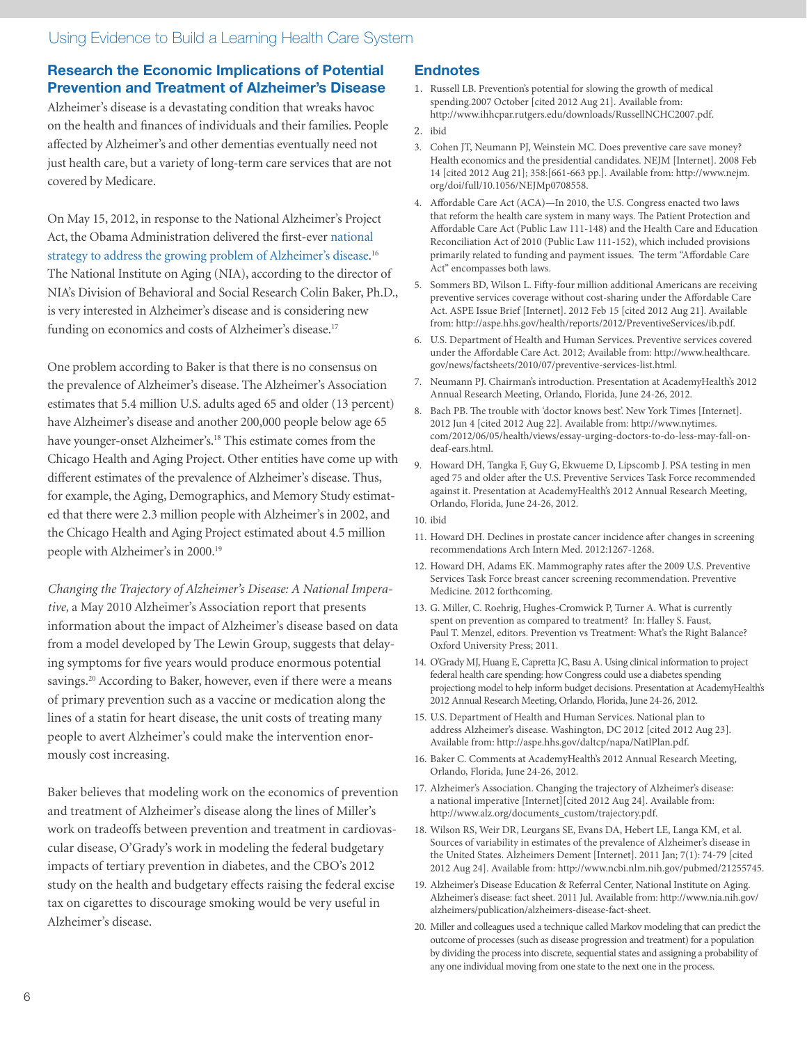## Research the Economic Implications of Potential Prevention and Treatment of Alzheimer's Disease

Alzheimer's disease is a devastating condition that wreaks havoc on the health and finances of individuals and their families. People affected by Alzheimer's and other dementias eventually need not just health care, but a variety of long-term care services that are not covered by Medicare.

On May 15, 2012, in response to the National Alzheimer's Project Act, the Obama Administration delivered the first-ever national strategy to address the growing problem of Alzheimer's disease.[16] The National Institute on Aging (NIA), according to the director of NIA's Division of Behavioral and Social Research Colin Baker, Ph.D., is very interested in Alzheimer's disease and is considering new funding on economics and costs of Alzheimer's disease.[17]

One problem according to Baker is that there is no consensus on the prevalence of Alzheimer's disease. The Alzheimer's Association estimates that 5.4 million U.S. adults aged 65 and older (13 percent) have Alzheimer's disease and another 200,000 people below age 65 have younger-onset Alzheimer's.[18] This estimate comes from the Chicago Health and Aging Project. Other entities have come up with different estimates of the prevalence of Alzheimer's disease. Thus, for example, the Aging, Demographics, and Memory Study estimated that there were 2.3 million people with Alzheimer's in 2002, and the Chicago Health and Aging Project estimated about 4.5 million people with Alzheimer's in 2000.[19]

*Changing the Trajectory of Alzheimer's Disease: A National Imperative*, a May 2010 Alzheimer's Association report that presents information about the impact of Alzheimer's disease based on data from a model developed by The Lewin Group, suggests that delaying symptoms for five years would produce enormous potential savings.[20] According to Baker, however, even if there were a means of primary prevention such as a vaccine or medication along the lines of a statin for heart disease, the unit costs of treating many people to avert Alzheimer's could make the intervention enormously cost increasing.

Baker believes that modeling work on the economics of prevention and treatment of Alzheimer's disease along the lines of Miller's work on tradeoffs between prevention and treatment in cardiovascular disease, O'Grady's work in modeling the federal budgetary impacts of tertiary prevention in diabetes, and the CBO's 2012 study on the health and budgetary effects raising the federal excise tax on cigarettes to discourage smoking would be very useful in Alzheimer's disease.

## Endnotes

1. Russell LB. Prevention's potential for slowing the growth of medical spending.2007 October [cited 2012 Aug 21]. Available from: http://www.ihhcpar.rutgers.edu/downloads/RussellNCHC2007.pdf.
2. ibid
3. Cohen JT, Neumann PJ, Weinstein MC. Does preventive care save money? Health economics and the presidential candidates. NEJM [Internet]. 2008 Feb 14 [cited 2012 Aug 21]; 358:[661-663 pp.]. Available from: http://www.nejm.org/doi/full/10.1056/NEJMp0708558.
4. Affordable Care Act (ACA)—In 2010, the U.S. Congress enacted two laws that reform the health care system in many ways. The Patient Protection and Affordable Care Act (Public Law 111-148) and the Health Care and Education Reconciliation Act of 2010 (Public Law 111-152), which included provisions primarily related to funding and payment issues. The term "Affordable Care Act" encompasses both laws.
5. Sommers BD, Wilson L. Fifty-four million additional Americans are receiving preventive services coverage without cost-sharing under the Affordable Care Act. ASPE Issue Brief [Internet]. 2012 Feb 15 [cited 2012 Aug 21]. Available from: http://aspe.hhs.gov/health/reports/2012/PreventiveServices/ib.pdf.
6. U.S. Department of Health and Human Services. Preventive services covered under the Affordable Care Act. 2012; Available from: http://www.healthcare.gov/news/factsheets/2010/07/preventive-services-list.html.
7. Neumann PJ. Chairman's introduction. Presentation at AcademyHealth's 2012 Annual Research Meeting, Orlando, Florida, June 24-26, 2012.
8. Bach PB. The trouble with 'doctor knows best'. New York Times [Internet]. 2012 Jun 4 [cited 2012 Aug 22]. Available from: http://www.nytimes.com/2012/06/05/health/views/essay-urging-doctors-to-do-less-may-fall-on-deaf-ears.html.
9. Howard DH, Tangka F, Guy G, Ekwueme D, Lipscomb J. PSA testing in men aged 75 and older after the U.S. Preventive Services Task Force recommended against it. Presentation at AcademyHealth's 2012 Annual Research Meeting, Orlando, Florida, June 24-26, 2012.
10. ibid
11. Howard DH. Declines in prostate cancer incidence after changes in screening recommendations Arch Intern Med. 2012:1267-1268.
12. Howard DH, Adams EK. Mammography rates after the 2009 U.S. Preventive Services Task Force breast cancer screening recommendation. Preventive Medicine. 2012 forthcoming.
13. G. Miller, C. Roehrig, Hughes-Cromwick P, Turner A. What is currently spent on prevention as compared to treatment? In: Halley S. Faust, Paul T. Menzel, editors. Prevention vs Treatment: What's the Right Balance? Oxford University Press; 2011.
14. O'Grady MJ, Huang E, Capretta JC, Basu A. Using clinical information to project federal health care spending: how Congress could use a diabetes spending projectiong model to help inform budget decisions. Presentation at AcademyHealth's 2012 Annual Research Meeting, Orlando, Florida, June 24-26, 2012.
15. U.S. Department of Health and Human Services. National plan to address Alzheimer's disease. Washington, DC 2012 [cited 2012 Aug 23]. Available from: http://aspe.hhs.gov/daltcp/napa/NatlPlan.pdf.
16. Baker C. Comments at AcademyHealth's 2012 Annual Research Meeting, Orlando, Florida, June 24-26, 2012.
17. Alzheimer's Association. Changing the trajectory of Alzheimer's disease: a national imperative [Internet][cited 2012 Aug 24]. Available from: http://www.alz.org/documents_custom/trajectory.pdf.
18. Wilson RS, Weir DR, Leurgans SE, Evans DA, Hebert LE, Langa KM, et al. Sources of variability in estimates of the prevalence of Alzheimer's disease in the United States. Alzheimers Dement [Internet]. 2011 Jan; 7(1): 74-79 [cited 2012 Aug 24]. Available from: http://www.ncbi.nlm.nih.gov/pubmed/21255745.
19. Alzheimer's Disease Education & Referral Center, National Institute on Aging. Alzheimer's disease: fact sheet. 2011 Jul. Available from: http://www.nia.nih.gov/alzheimers/publication/alzheimers-disease-fact-sheet.
20. Miller and colleagues used a technique called Markov modeling that can predict the outcome of processes (such as disease progression and treatment) for a population by dividing the process into discrete, sequential states and assigning a probability of any one individual moving from one state to the next one in the process.